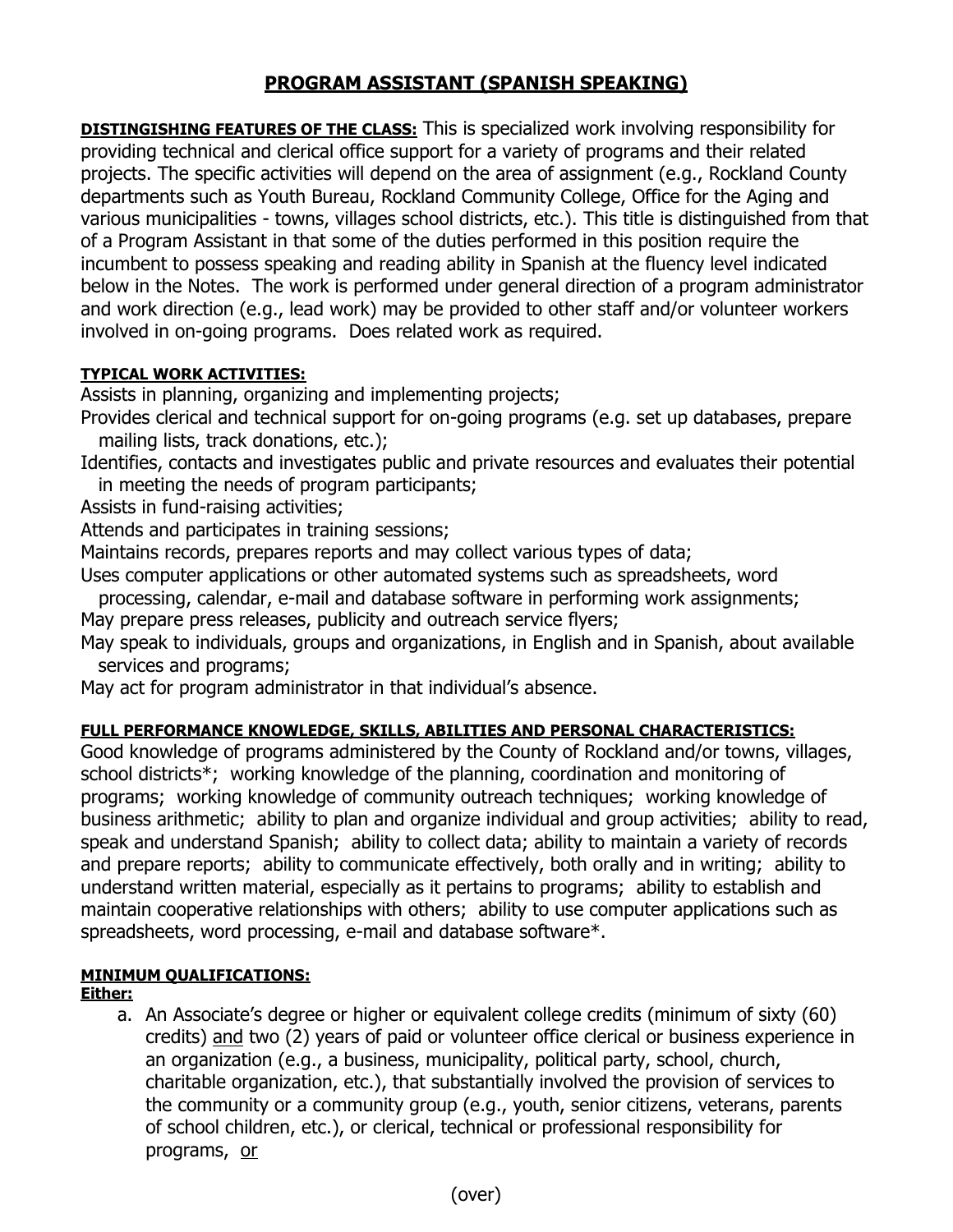# PROGRAM ASSISTANT (SPANISH SPEAKING)

**DISTINGISHING FEATURES OF THE CLASS:** This is specialized work involving responsibility for providing technical and clerical office support for a variety of programs and their related projects. The specific activities will depend on the area of assignment (e.g., Rockland County departments such as Youth Bureau, Rockland Community College, Office for the Aging and various municipalities - towns, villages school districts, etc.). This title is distinguished from that of a Program Assistant in that some of the duties performed in this position require the incumbent to possess speaking and reading ability in Spanish at the fluency level indicated below in the Notes. The work is performed under general direction of a program administrator and work direction (e.g., lead work) may be provided to other staff and/or volunteer workers involved in on-going programs. Does related work as required.

**TYPICAL WORK ACTIVITIES:**

Assists in planning, organizing and implementing projects;

Provides clerical and technical support for on-going programs (e.g. set up databases, prepare mailing lists, track donations, etc.);

Identifies, contacts and investigates public and private resources and evaluates their potential in meeting the needs of program participants;

Assists in fund-raising activities;

Attends and participates in training sessions;

Maintains records, prepares reports and may collect various types of data;

Uses computer applications or other automated systems such as spreadsheets, word processing, calendar, e-mail and database software in performing work assignments;

May prepare press releases, publicity and outreach service flyers;

May speak to individuals, groups and organizations, in English and in Spanish, about available services and programs;

May act for program administrator in that individual's absence.

**FULL PERFORMANCE KNOWLEDGE, SKILLS, ABILITIES AND PERSONAL CHARACTERISTICS:**

Good knowledge of programs administered by the County of Rockland and/or towns, villages, school districts*; working knowledge of the planning, coordination and monitoring of programs; working knowledge of community outreach techniques; working knowledge of business arithmetic; ability to plan and organize individual and group activities; ability to read, speak and understand Spanish; ability to collect data; ability to maintain a variety of records and prepare reports; ability to communicate effectively, both orally and in writing; ability to understand written material, especially as it pertains to programs; ability to establish and maintain cooperative relationships with others; ability to use computer applications such as spreadsheets, word processing, e-mail and database software*.

**MINIMUM QUALIFICATIONS:**

**Either:**

a. An Associate's degree or higher or equivalent college credits (minimum of sixty (60) credits) and two (2) years of paid or volunteer office clerical or business experience in an organization (e.g., a business, municipality, political party, school, church, charitable organization, etc.), that substantially involved the provision of services to the community or a community group (e.g., youth, senior citizens, veterans, parents of school children, etc.), or clerical, technical or professional responsibility for programs, or

(over)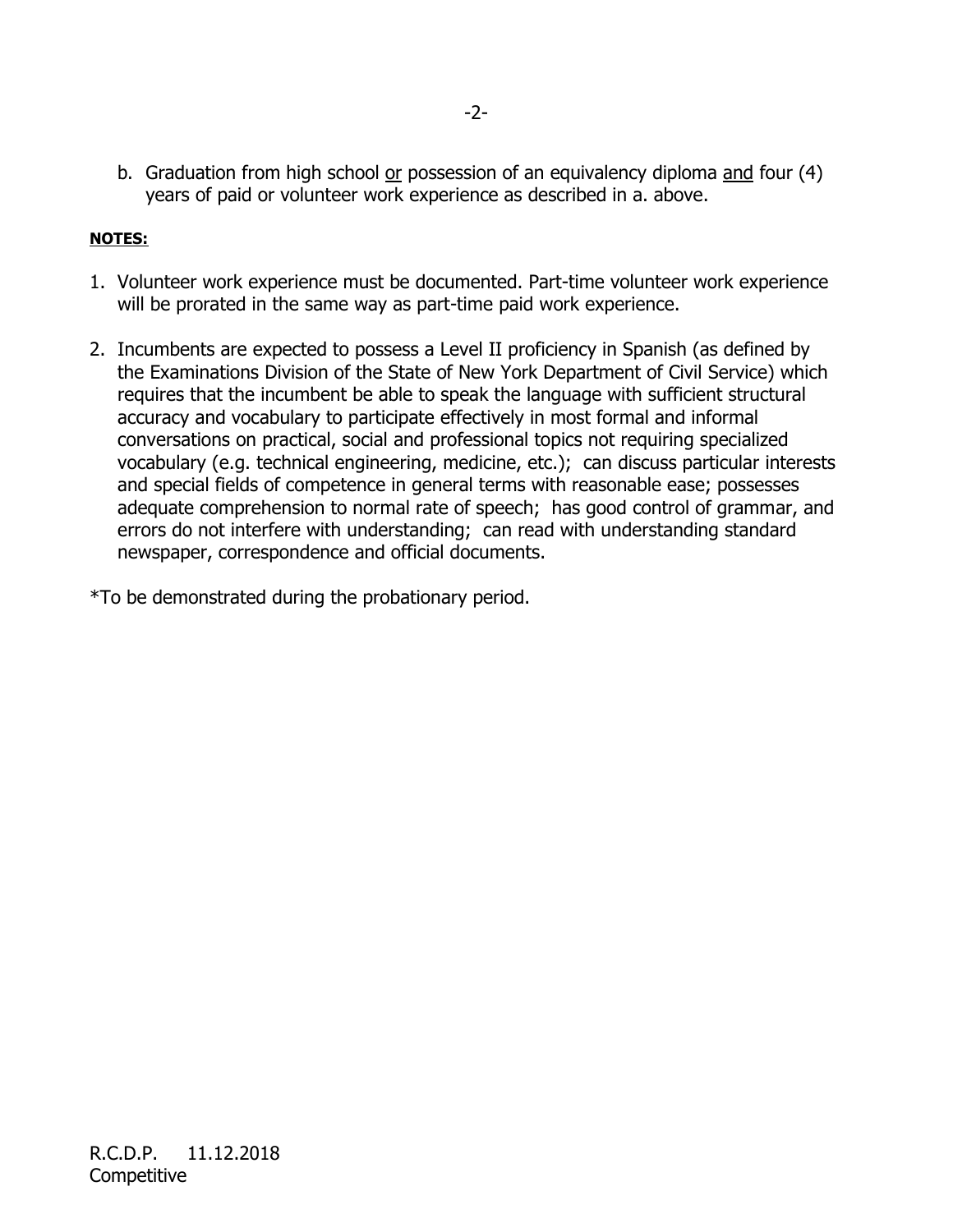b. Graduation from high school <u>or</u> possession of an equivalency diploma <u>and</u> four (4) years of paid or volunteer work experience as described in a. above.

**<u>NOTES:</u>**

1. Volunteer work experience must be documented. Part-time volunteer work experience will be prorated in the same way as part-time paid work experience.

2. Incumbents are expected to possess a Level II proficiency in Spanish (as defined by the Examinations Division of the State of New York Department of Civil Service) which requires that the incumbent be able to speak the language with sufficient structural accuracy and vocabulary to participate effectively in most formal and informal conversations on practical, social and professional topics not requiring specialized vocabulary (e.g. technical engineering, medicine, etc.); can discuss particular interests and special fields of competence in general terms with reasonable ease; possesses adequate comprehension to normal rate of speech; has good control of grammar, and errors do not interfere with understanding; can read with understanding standard newspaper, correspondence and official documents.

*To be demonstrated during the probationary period.

R.C.D.P. 11.12.2018
Competitive